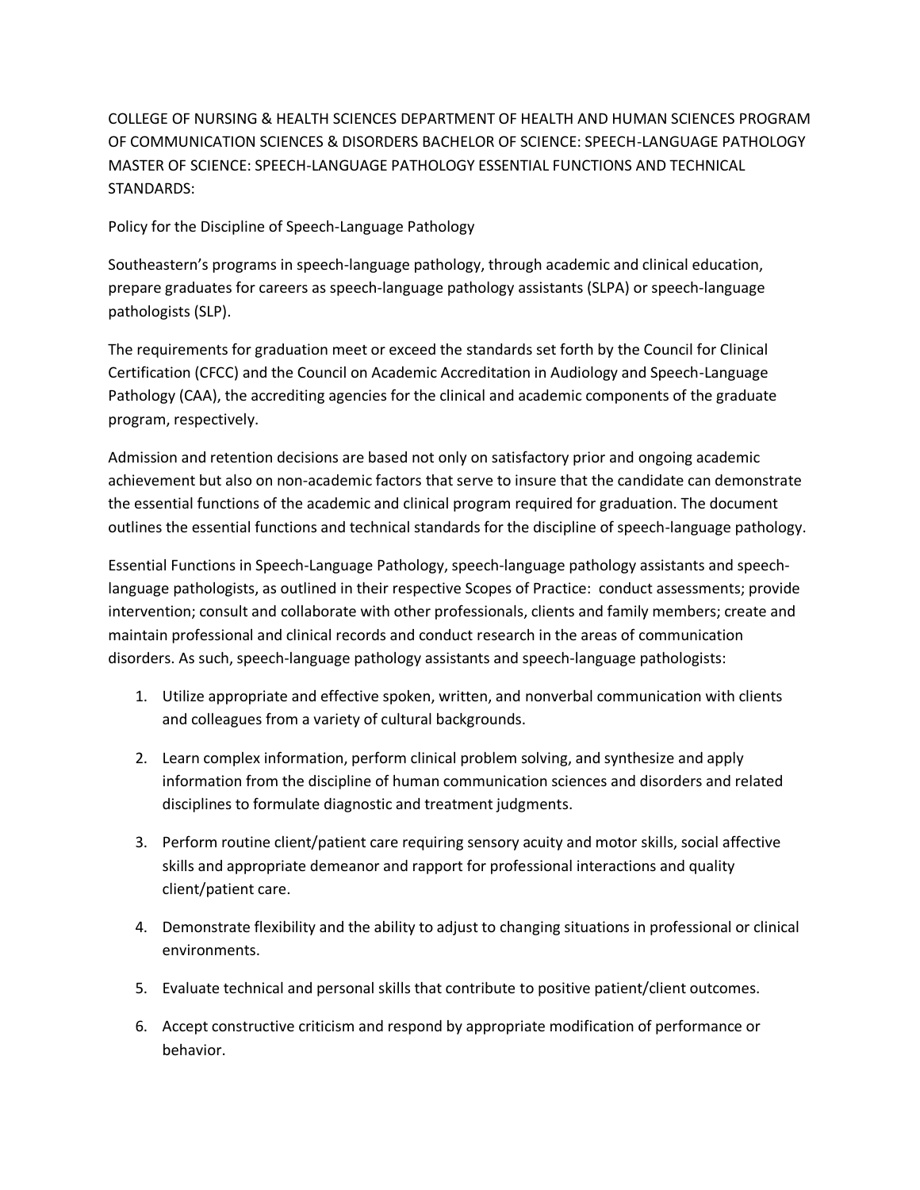COLLEGE OF NURSING & HEALTH SCIENCES DEPARTMENT OF HEALTH AND HUMAN SCIENCES PROGRAM OF COMMUNICATION SCIENCES & DISORDERS BACHELOR OF SCIENCE: SPEECH-LANGUAGE PATHOLOGY MASTER OF SCIENCE: SPEECH-LANGUAGE PATHOLOGY ESSENTIAL FUNCTIONS AND TECHNICAL STANDARDS:

Policy for the Discipline of Speech-Language Pathology

Southeastern's programs in speech-language pathology, through academic and clinical education, prepare graduates for careers as speech-language pathology assistants (SLPA) or speech-language pathologists (SLP).

The requirements for graduation meet or exceed the standards set forth by the Council for Clinical Certification (CFCC) and the Council on Academic Accreditation in Audiology and Speech-Language Pathology (CAA), the accrediting agencies for the clinical and academic components of the graduate program, respectively.

Admission and retention decisions are based not only on satisfactory prior and ongoing academic achievement but also on non-academic factors that serve to insure that the candidate can demonstrate the essential functions of the academic and clinical program required for graduation. The document outlines the essential functions and technical standards for the discipline of speech-language pathology.

Essential Functions in Speech-Language Pathology, speech-language pathology assistants and speech-language pathologists, as outlined in their respective Scopes of Practice: conduct assessments; provide intervention; consult and collaborate with other professionals, clients and family members; create and maintain professional and clinical records and conduct research in the areas of communication disorders. As such, speech-language pathology assistants and speech-language pathologists:

1. Utilize appropriate and effective spoken, written, and nonverbal communication with clients and colleagues from a variety of cultural backgrounds.
2. Learn complex information, perform clinical problem solving, and synthesize and apply information from the discipline of human communication sciences and disorders and related disciplines to formulate diagnostic and treatment judgments.
3. Perform routine client/patient care requiring sensory acuity and motor skills, social affective skills and appropriate demeanor and rapport for professional interactions and quality client/patient care.
4. Demonstrate flexibility and the ability to adjust to changing situations in professional or clinical environments.
5. Evaluate technical and personal skills that contribute to positive patient/client outcomes.
6. Accept constructive criticism and respond by appropriate modification of performance or behavior.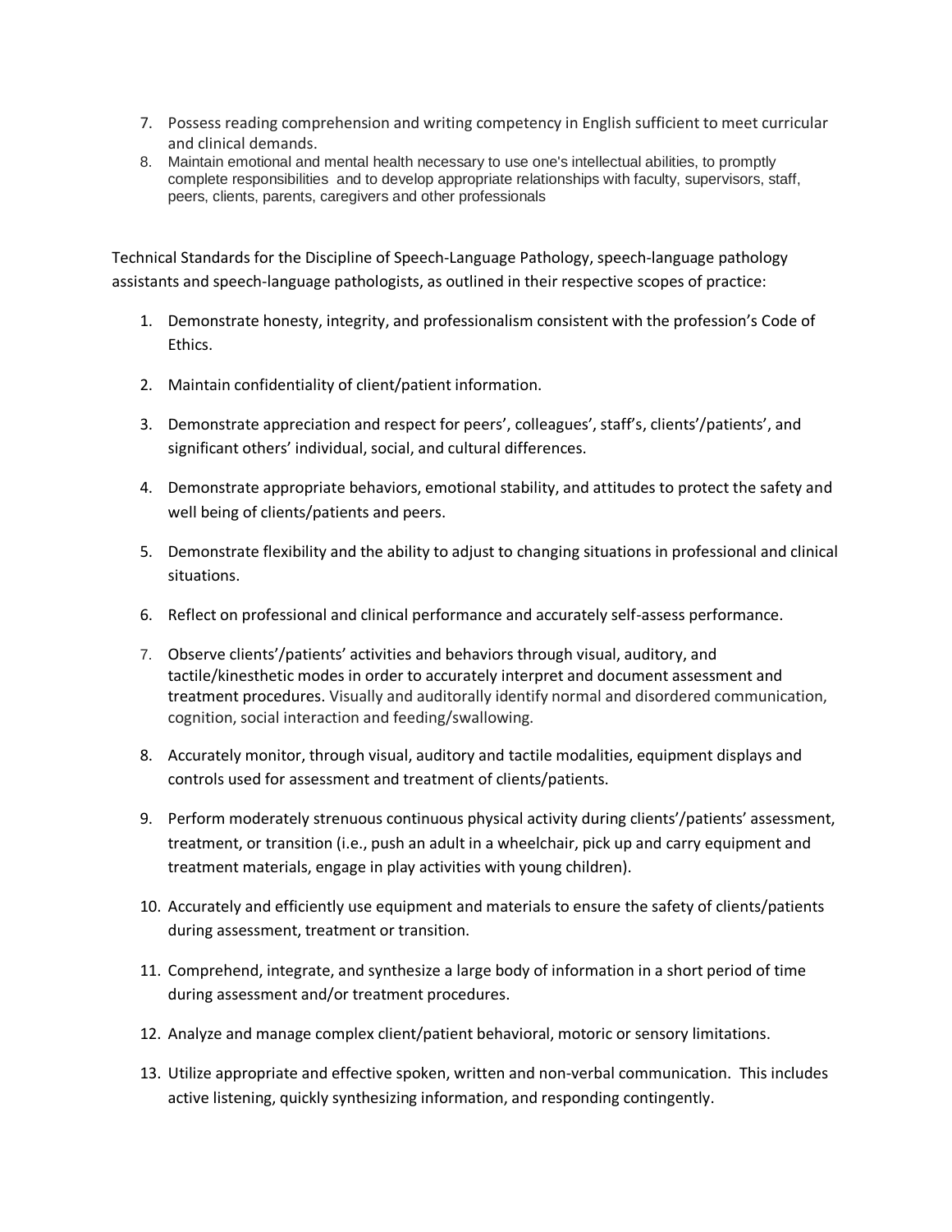7. Possess reading comprehension and writing competency in English sufficient to meet curricular and clinical demands.
8. Maintain emotional and mental health necessary to use one's intellectual abilities, to promptly complete responsibilities and to develop appropriate relationships with faculty, supervisors, staff, peers, clients, parents, caregivers and other professionals

Technical Standards for the Discipline of Speech-Language Pathology, speech-language pathology assistants and speech-language pathologists, as outlined in their respective scopes of practice:

1. Demonstrate honesty, integrity, and professionalism consistent with the profession's Code of Ethics.
2. Maintain confidentiality of client/patient information.
3. Demonstrate appreciation and respect for peers', colleagues', staff's, clients'/patients', and significant others' individual, social, and cultural differences.
4. Demonstrate appropriate behaviors, emotional stability, and attitudes to protect the safety and well being of clients/patients and peers.
5. Demonstrate flexibility and the ability to adjust to changing situations in professional and clinical situations.
6. Reflect on professional and clinical performance and accurately self-assess performance.
7. Observe clients'/patients' activities and behaviors through visual, auditory, and tactile/kinesthetic modes in order to accurately interpret and document assessment and treatment procedures. Visually and auditorally identify normal and disordered communication, cognition, social interaction and feeding/swallowing.
8. Accurately monitor, through visual, auditory and tactile modalities, equipment displays and controls used for assessment and treatment of clients/patients.
9. Perform moderately strenuous continuous physical activity during clients'/patients' assessment, treatment, or transition (i.e., push an adult in a wheelchair, pick up and carry equipment and treatment materials, engage in play activities with young children).
10. Accurately and efficiently use equipment and materials to ensure the safety of clients/patients during assessment, treatment or transition.
11. Comprehend, integrate, and synthesize a large body of information in a short period of time during assessment and/or treatment procedures.
12. Analyze and manage complex client/patient behavioral, motoric or sensory limitations.
13. Utilize appropriate and effective spoken, written and non-verbal communication. This includes active listening, quickly synthesizing information, and responding contingently.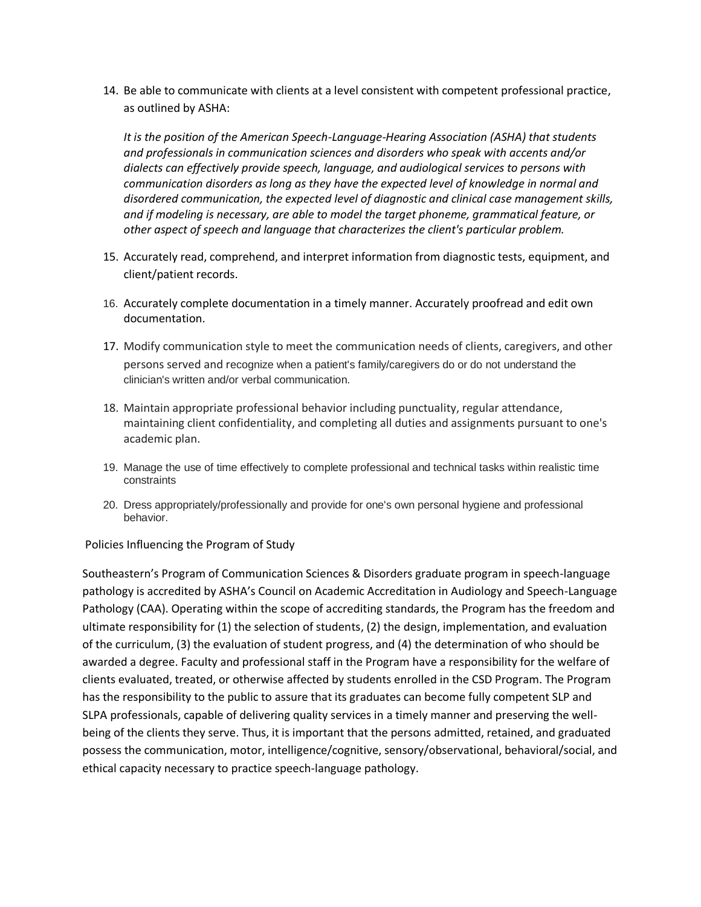14. Be able to communicate with clients at a level consistent with competent professional practice, as outlined by ASHA:

    *It is the position of the American Speech-Language-Hearing Association (ASHA) that students and professionals in communication sciences and disorders who speak with accents and/or dialects can effectively provide speech, language, and audiological services to persons with communication disorders as long as they have the expected level of knowledge in normal and disordered communication, the expected level of diagnostic and clinical case management skills, and if modeling is necessary, are able to model the target phoneme, grammatical feature, or other aspect of speech and language that characterizes the client's particular problem.*

15. Accurately read, comprehend, and interpret information from diagnostic tests, equipment, and client/patient records.
16. Accurately complete documentation in a timely manner. Accurately proofread and edit own documentation.
17. Modify communication style to meet the communication needs of clients, caregivers, and other persons served and recognize when a patient's family/caregivers do or do not understand the clinician's written and/or verbal communication.
18. Maintain appropriate professional behavior including punctuality, regular attendance, maintaining client confidentiality, and completing all duties and assignments pursuant to one's academic plan.
19. Manage the use of time effectively to complete professional and technical tasks within realistic time constraints
20. Dress appropriately/professionally and provide for one's own personal hygiene and professional behavior.

Policies Influencing the Program of Study

Southeastern's Program of Communication Sciences & Disorders graduate program in speech-language pathology is accredited by ASHA's Council on Academic Accreditation in Audiology and Speech-Language Pathology (CAA). Operating within the scope of accrediting standards, the Program has the freedom and ultimate responsibility for (1) the selection of students, (2) the design, implementation, and evaluation of the curriculum, (3) the evaluation of student progress, and (4) the determination of who should be awarded a degree. Faculty and professional staff in the Program have a responsibility for the welfare of clients evaluated, treated, or otherwise affected by students enrolled in the CSD Program. The Program has the responsibility to the public to assure that its graduates can become fully competent SLP and SLPA professionals, capable of delivering quality services in a timely manner and preserving the well-being of the clients they serve. Thus, it is important that the persons admitted, retained, and graduated possess the communication, motor, intelligence/cognitive, sensory/observational, behavioral/social, and ethical capacity necessary to practice speech-language pathology.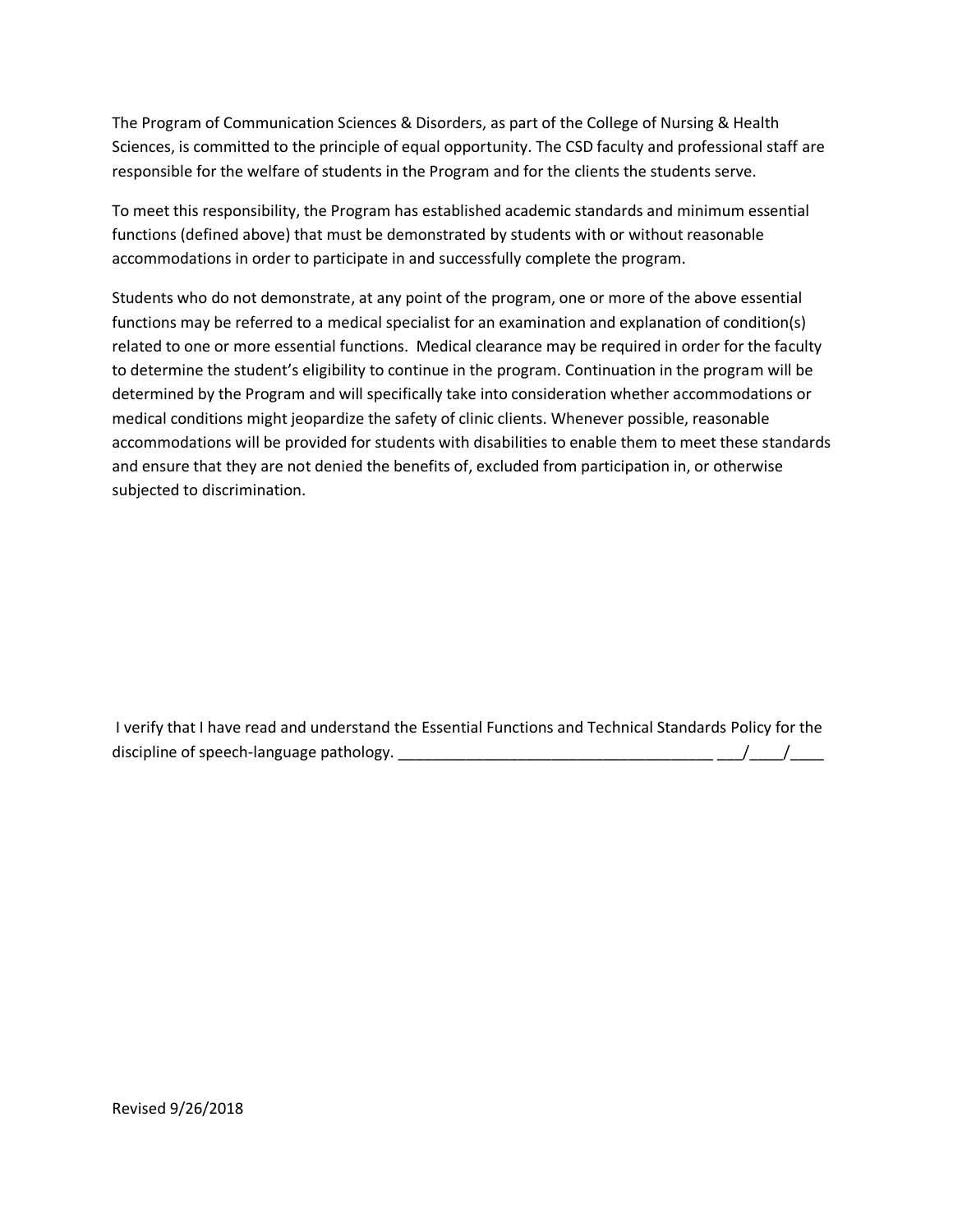The Program of Communication Sciences & Disorders, as part of the College of Nursing & Health Sciences, is committed to the principle of equal opportunity. The CSD faculty and professional staff are responsible for the welfare of students in the Program and for the clients the students serve.

To meet this responsibility, the Program has established academic standards and minimum essential functions (defined above) that must be demonstrated by students with or without reasonable accommodations in order to participate in and successfully complete the program.

Students who do not demonstrate, at any point of the program, one or more of the above essential functions may be referred to a medical specialist for an examination and explanation of condition(s) related to one or more essential functions. Medical clearance may be required in order for the faculty to determine the student's eligibility to continue in the program. Continuation in the program will be determined by the Program and will specifically take into consideration whether accommodations or medical conditions might jeopardize the safety of clinic clients. Whenever possible, reasonable accommodations will be provided for students with disabilities to enable them to meet these standards and ensure that they are not denied the benefits of, excluded from participation in, or otherwise subjected to discrimination.

I verify that I have read and understand the Essential Functions and Technical Standards Policy for the discipline of speech-language pathology. _____________________________________ ___/____/____

Revised 9/26/2018